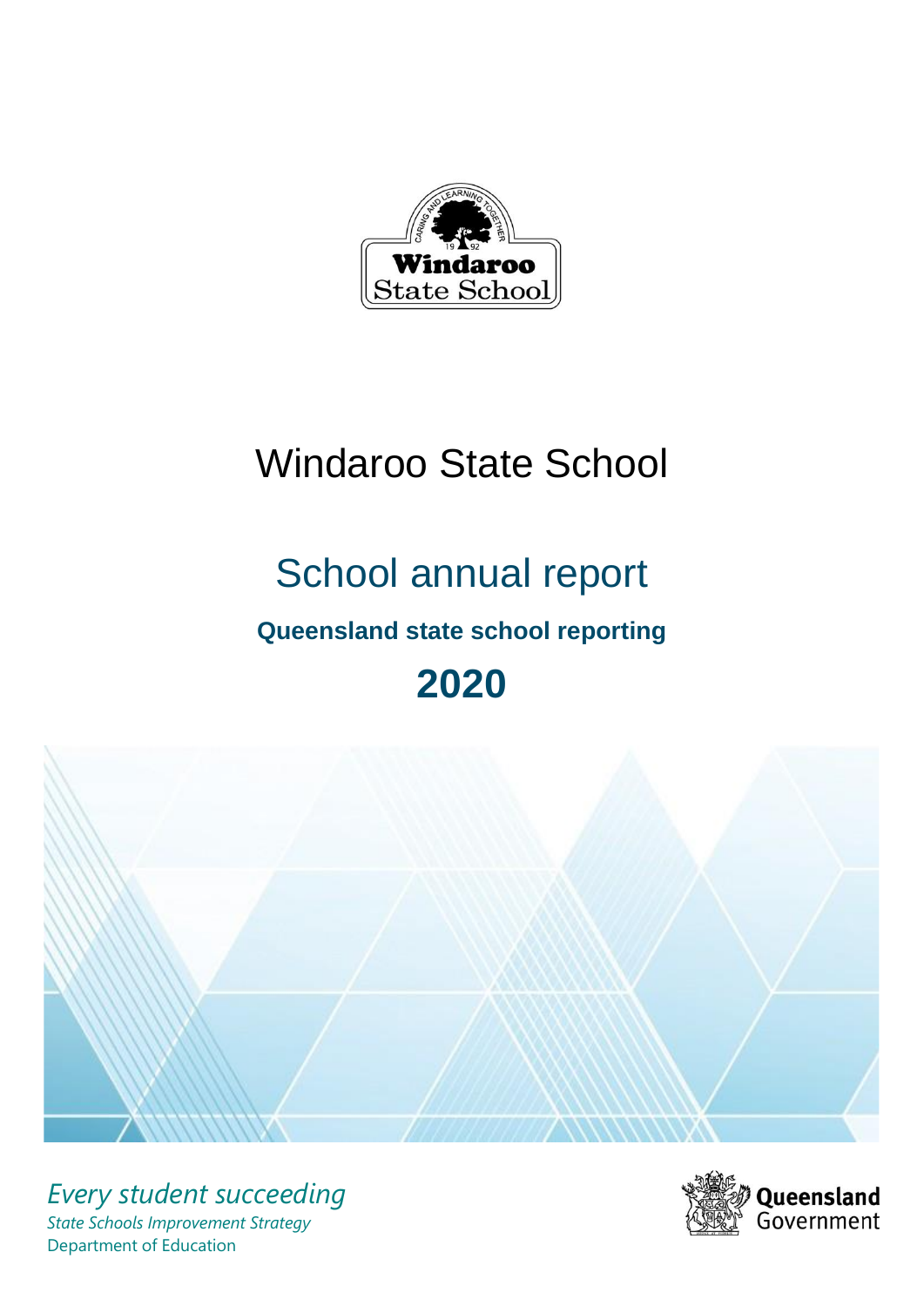# Windaroo State School

## School annual report

### Queensland state school reporting

## 2020

*Every student succeeding*

*State Schools Improvement Strategy*

Department of Education

Queensland Government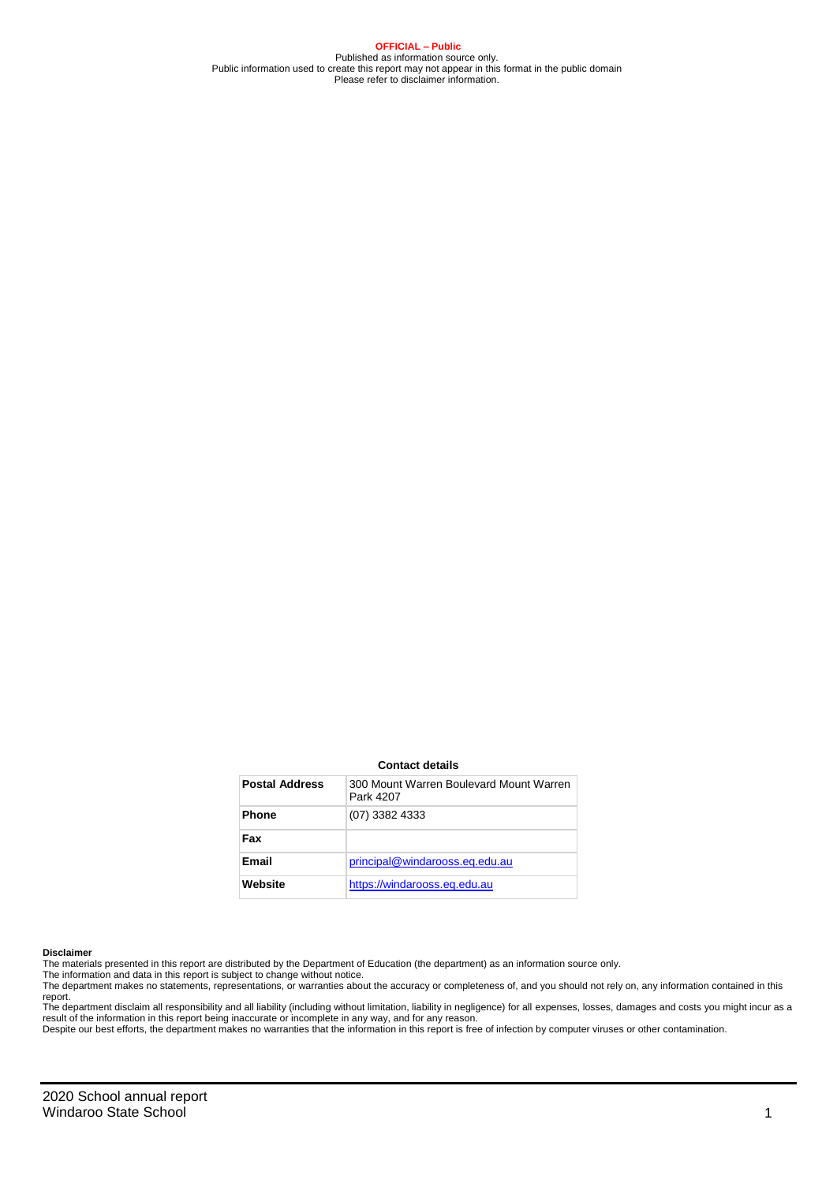**OFFICIAL – Public**
Published as information source only.
Public information used to create this report may not appear in this format in the public domain
Please refer to disclaimer information.

**Contact details**

| Postal Address | 300 Mount Warren Boulevard Mount Warren Park 4207 |
| --- | --- |
| Phone | (07) 3382 4333 |
| Fax | |
| Email | principal@windarooss.eq.edu.au |
| Website | https://windarooss.eq.edu.au |

**Disclaimer**

The materials presented in this report are distributed by the Department of Education (the department) as an information source only.
The information and data in this report is subject to change without notice.
The department makes no statements, representations, or warranties about the accuracy or completeness of, and you should not rely on, any information contained in this report.
The department disclaim all responsibility and all liability (including without limitation, liability in negligence) for all expenses, losses, damages and costs you might incur as a result of the information in this report being inaccurate or incomplete in any way, and for any reason.
Despite our best efforts, the department makes no warranties that the information in this report is free of infection by computer viruses or other contamination.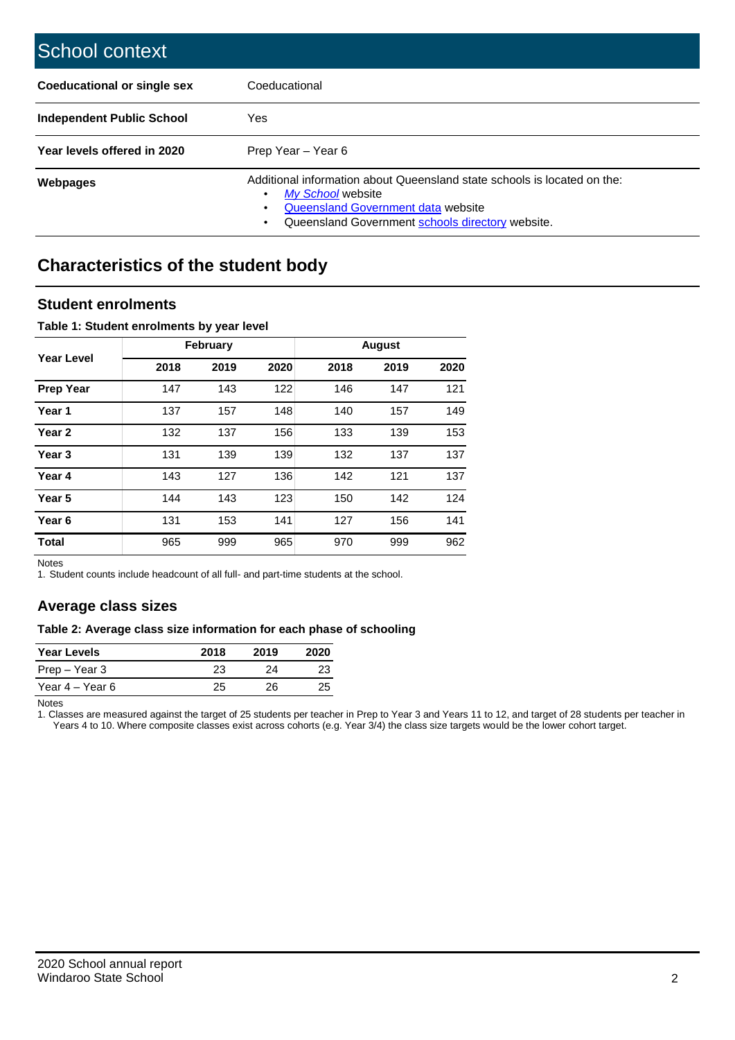# School context

| | |
|---|---|
| **Coeducational or single sex** | Coeducational |
| **Independent Public School** | Yes |
| **Year levels offered in 2020** | Prep Year – Year 6 |
| **Webpages** | Additional information about Queensland state schools is located on the: • *My School* website • Queensland Government data website • Queensland Government schools directory website. |

## Characteristics of the student body

### Student enrolments

**Table 1: Student enrolments by year level**

| Year Level | February | | | August | | |
|---|---|---|---|---|---|---|
| | 2018 | 2019 | 2020 | 2018 | 2019 | 2020 |
| **Prep Year** | 147 | 143 | 122 | 146 | 147 | 121 |
| **Year 1** | 137 | 157 | 148 | 140 | 157 | 149 |
| **Year 2** | 132 | 137 | 156 | 133 | 139 | 153 |
| **Year 3** | 131 | 139 | 139 | 132 | 137 | 137 |
| **Year 4** | 143 | 127 | 136 | 142 | 121 | 137 |
| **Year 5** | 144 | 143 | 123 | 150 | 142 | 124 |
| **Year 6** | 131 | 153 | 141 | 127 | 156 | 141 |
| **Total** | 965 | 999 | 965 | 970 | 999 | 962 |

Notes

1. Student counts include headcount of all full- and part-time students at the school.

### Average class sizes

**Table 2: Average class size information for each phase of schooling**

| Year Levels | 2018 | 2019 | 2020 |
|---|---|---|---|
| Prep – Year 3 | 23 | 24 | 23 |
| Year 4 – Year 6 | 25 | 26 | 25 |

Notes

1. Classes are measured against the target of 25 students per teacher in Prep to Year 3 and Years 11 to 12, and target of 28 students per teacher in Years 4 to 10. Where composite classes exist across cohorts (e.g. Year 3/4) the class size targets would be the lower cohort target.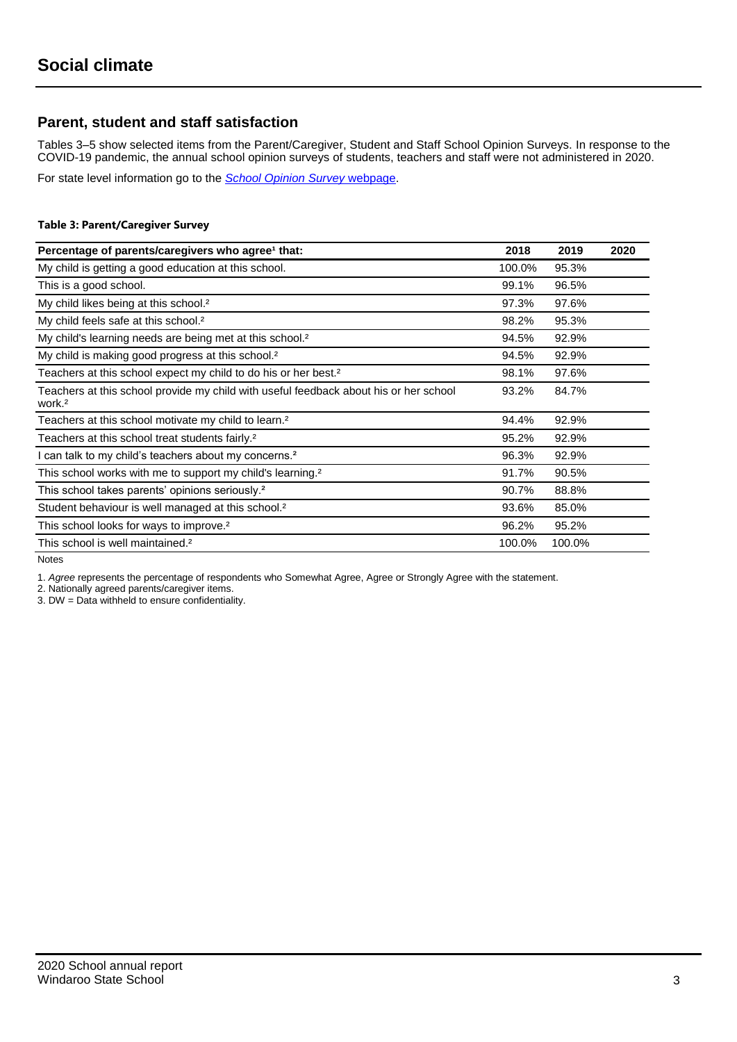# Social climate

## Parent, student and staff satisfaction

Tables 3–5 show selected items from the Parent/Caregiver, Student and Staff School Opinion Surveys. In response to the COVID-19 pandemic, the annual school opinion surveys of students, teachers and staff were not administered in 2020.

For state level information go to the *School Opinion Survey* webpage.

**Table 3: Parent/Caregiver Survey**

| Percentage of parents/caregivers who agree[1] that: | 2018 | 2019 | 2020 |
|---|---|---|---|
| My child is getting a good education at this school. | 100.0% | 95.3% | |
| This is a good school. | 99.1% | 96.5% | |
| My child likes being at this school.[2] | 97.3% | 97.6% | |
| My child feels safe at this school.[2] | 98.2% | 95.3% | |
| My child's learning needs are being met at this school.[2] | 94.5% | 92.9% | |
| My child is making good progress at this school.[2] | 94.5% | 92.9% | |
| Teachers at this school expect my child to do his or her best.[2] | 98.1% | 97.6% | |
| Teachers at this school provide my child with useful feedback about his or her school work.[2] | 93.2% | 84.7% | |
| Teachers at this school motivate my child to learn.[2] | 94.4% | 92.9% | |
| Teachers at this school treat students fairly.[2] | 95.2% | 92.9% | |
| I can talk to my child's teachers about my concerns.[2] | 96.3% | 92.9% | |
| This school works with me to support my child's learning.[2] | 91.7% | 90.5% | |
| This school takes parents' opinions seriously.[2] | 90.7% | 88.8% | |
| Student behaviour is well managed at this school.[2] | 93.6% | 85.0% | |
| This school looks for ways to improve.[2] | 96.2% | 95.2% | |
| This school is well maintained.[2] | 100.0% | 100.0% | |

Notes

1. *Agree* represents the percentage of respondents who Somewhat Agree, Agree or Strongly Agree with the statement.
2. Nationally agreed parents/caregiver items.
3. DW = Data withheld to ensure confidentiality.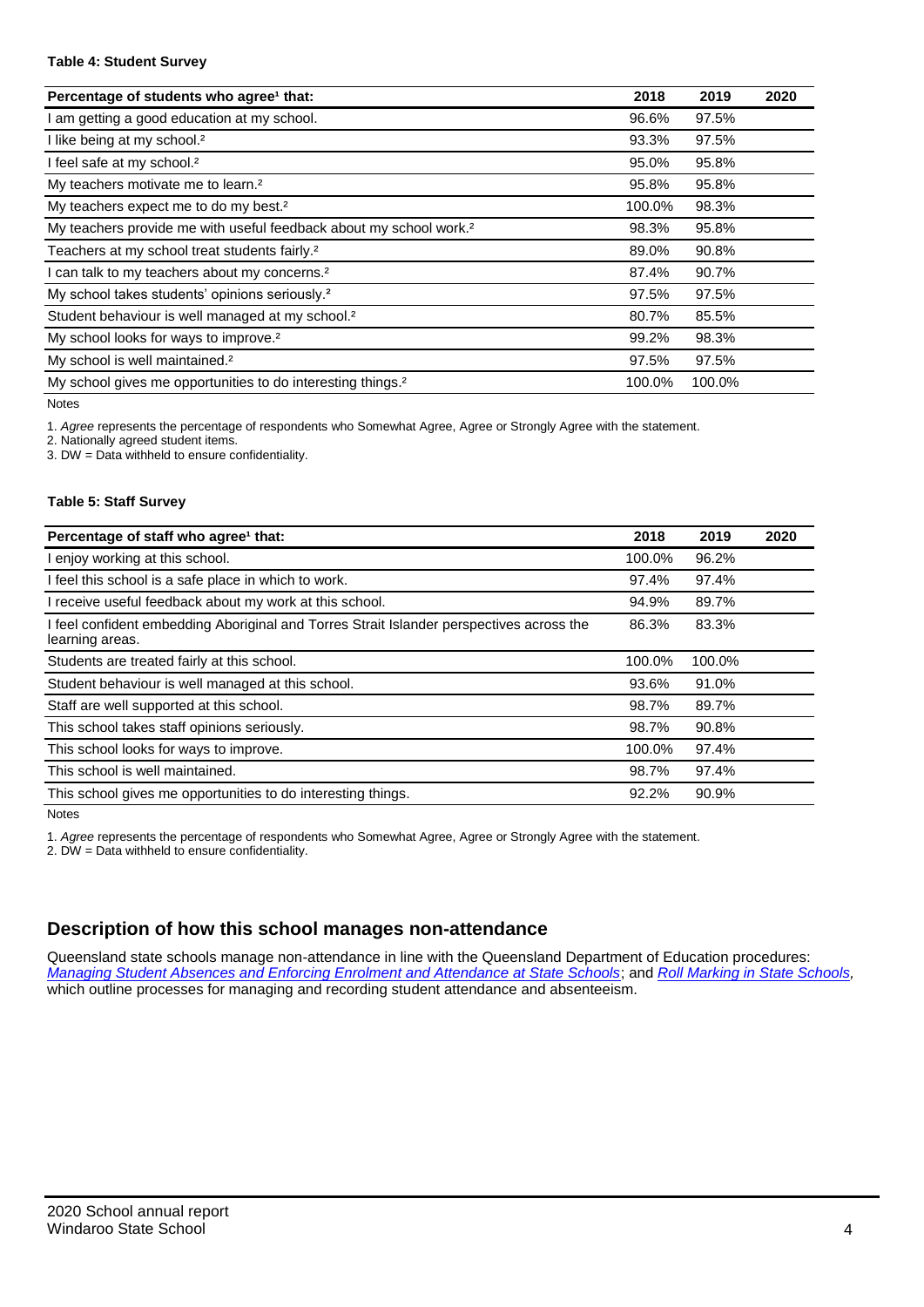**Table 4: Student Survey**

| Percentage of students who agree[1] that: | 2018 | 2019 | 2020 |
|---|---|---|---|
| I am getting a good education at my school. | 96.6% | 97.5% | |
| I like being at my school.[2] | 93.3% | 97.5% | |
| I feel safe at my school.[2] | 95.0% | 95.8% | |
| My teachers motivate me to learn.[2] | 95.8% | 95.8% | |
| My teachers expect me to do my best.[2] | 100.0% | 98.3% | |
| My teachers provide me with useful feedback about my school work.[2] | 98.3% | 95.8% | |
| Teachers at my school treat students fairly.[2] | 89.0% | 90.8% | |
| I can talk to my teachers about my concerns.[2] | 87.4% | 90.7% | |
| My school takes students' opinions seriously.[2] | 97.5% | 97.5% | |
| Student behaviour is well managed at my school.[2] | 80.7% | 85.5% | |
| My school looks for ways to improve.[2] | 99.2% | 98.3% | |
| My school is well maintained.[2] | 97.5% | 97.5% | |
| My school gives me opportunities to do interesting things.[2] | 100.0% | 100.0% | |

Notes

1. *Agree* represents the percentage of respondents who Somewhat Agree, Agree or Strongly Agree with the statement.
2. Nationally agreed student items.
3. DW = Data withheld to ensure confidentiality.

**Table 5: Staff Survey**

| Percentage of staff who agree[1] that: | 2018 | 2019 | 2020 |
|---|---|---|---|
| I enjoy working at this school. | 100.0% | 96.2% | |
| I feel this school is a safe place in which to work. | 97.4% | 97.4% | |
| I receive useful feedback about my work at this school. | 94.9% | 89.7% | |
| I feel confident embedding Aboriginal and Torres Strait Islander perspectives across the learning areas. | 86.3% | 83.3% | |
| Students are treated fairly at this school. | 100.0% | 100.0% | |
| Student behaviour is well managed at this school. | 93.6% | 91.0% | |
| Staff are well supported at this school. | 98.7% | 89.7% | |
| This school takes staff opinions seriously. | 98.7% | 90.8% | |
| This school looks for ways to improve. | 100.0% | 97.4% | |
| This school is well maintained. | 98.7% | 97.4% | |
| This school gives me opportunities to do interesting things. | 92.2% | 90.9% | |

Notes

1. *Agree* represents the percentage of respondents who Somewhat Agree, Agree or Strongly Agree with the statement.
2. DW = Data withheld to ensure confidentiality.

## Description of how this school manages non-attendance

Queensland state schools manage non-attendance in line with the Queensland Department of Education procedures: *Managing Student Absences and Enforcing Enrolment and Attendance at State Schools*; and *Roll Marking in State Schools,* which outline processes for managing and recording student attendance and absenteeism.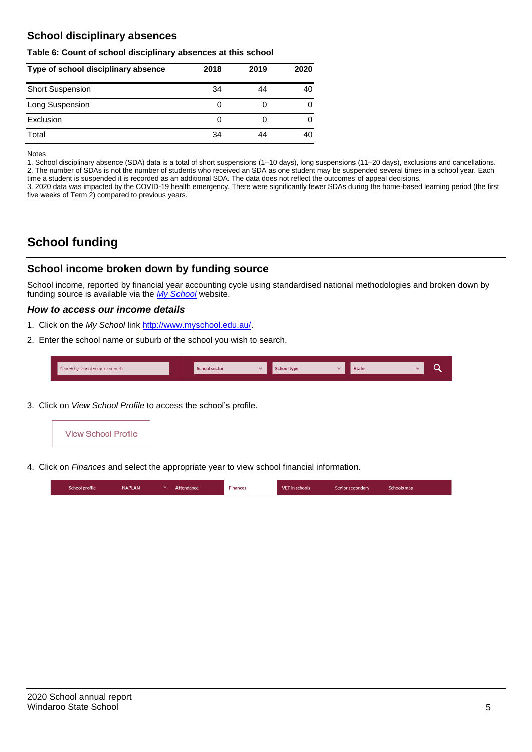## School disciplinary absences

**Table 6: Count of school disciplinary absences at this school**

| Type of school disciplinary absence | 2018 | 2019 | 2020 |
|---|---|---|---|
| Short Suspension | 34 | 44 | 40 |
| Long Suspension | 0 | 0 | 0 |
| Exclusion | 0 | 0 | 0 |
| Total | 34 | 44 | 40 |

Notes

1. School disciplinary absence (SDA) data is a total of short suspensions (1–10 days), long suspensions (11–20 days), exclusions and cancellations.
2. The number of SDAs is not the number of students who received an SDA as one student may be suspended several times in a school year. Each time a student is suspended it is recorded as an additional SDA. The data does not reflect the outcomes of appeal decisions.
3. 2020 data was impacted by the COVID-19 health emergency. There were significantly fewer SDAs during the home-based learning period (the first five weeks of Term 2) compared to previous years.

# School funding

## School income broken down by funding source

School income, reported by financial year accounting cycle using standardised national methodologies and broken down by funding source is available via the *My School* website.

### *How to access our income details*

1. Click on the *My School* link http://www.myschool.edu.au/.
2. Enter the school name or suburb of the school you wish to search.

Search by school name or suburb | School sector | School type | State

3. Click on *View School Profile* to access the school's profile.

View School Profile

4. Click on *Finances* and select the appropriate year to view school financial information.

School profile | NAPLAN | Attendance | Finances | VET in schools | Senior secondary | Schools map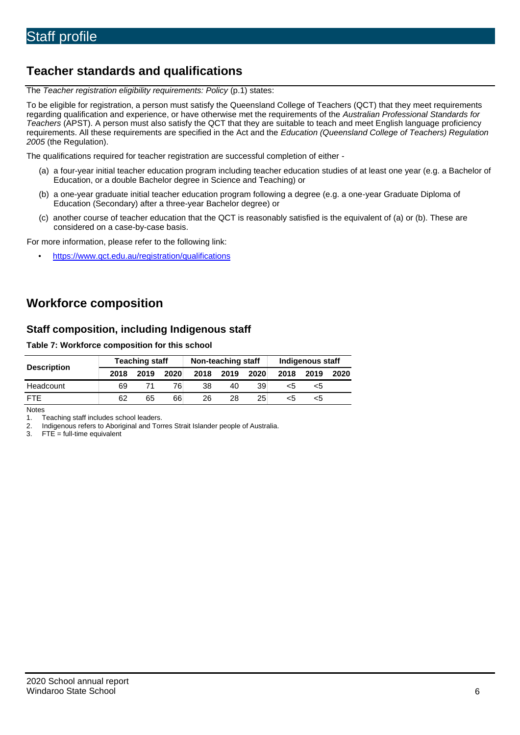# Staff profile

## Teacher standards and qualifications

The *Teacher registration eligibility requirements: Policy* (p.1) states:

To be eligible for registration, a person must satisfy the Queensland College of Teachers (QCT) that they meet requirements regarding qualification and experience, or have otherwise met the requirements of the *Australian Professional Standards for Teachers* (APST). A person must also satisfy the QCT that they are suitable to teach and meet English language proficiency requirements. All these requirements are specified in the Act and the *Education (Queensland College of Teachers) Regulation 2005* (the Regulation).

The qualifications required for teacher registration are successful completion of either -

(a) a four-year initial teacher education program including teacher education studies of at least one year (e.g. a Bachelor of Education, or a double Bachelor degree in Science and Teaching) or

(b) a one-year graduate initial teacher education program following a degree (e.g. a one-year Graduate Diploma of Education (Secondary) after a three-year Bachelor degree) or

(c) another course of teacher education that the QCT is reasonably satisfied is the equivalent of (a) or (b). These are considered on a case-by-case basis.

For more information, please refer to the following link:

- https://www.qct.edu.au/registration/qualifications

## Workforce composition

### Staff composition, including Indigenous staff

**Table 7: Workforce composition for this school**

| Description | Teaching staff | | | Non-teaching staff | | | Indigenous staff | | |
|---|---|---|---|---|---|---|---|---|---|
| | 2018 | 2019 | 2020 | 2018 | 2019 | 2020 | 2018 | 2019 | 2020 |
| Headcount | 69 | 71 | 76 | 38 | 40 | 39 | <5 | <5 | |
| FTE | 62 | 65 | 66 | 26 | 28 | 25 | <5 | <5 | |

Notes

1. Teaching staff includes school leaders.
2. Indigenous refers to Aboriginal and Torres Strait Islander people of Australia.
3. FTE = full-time equivalent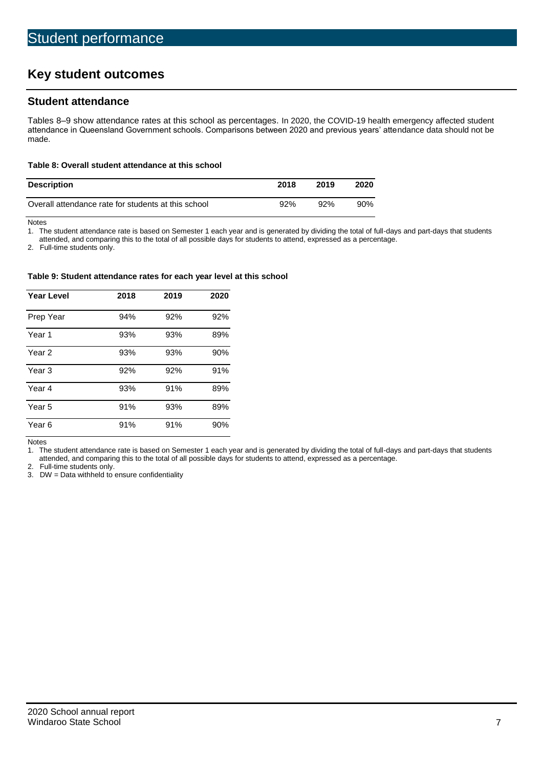# Student performance

## Key student outcomes

### Student attendance

Tables 8–9 show attendance rates at this school as percentages. In 2020, the COVID-19 health emergency affected student attendance in Queensland Government schools. Comparisons between 2020 and previous years' attendance data should not be made.

**Table 8: Overall student attendance at this school**

| Description | 2018 | 2019 | 2020 |
|---|---|---|---|
| Overall attendance rate for students at this school | 92% | 92% | 90% |

Notes

1. The student attendance rate is based on Semester 1 each year and is generated by dividing the total of full-days and part-days that students attended, and comparing this to the total of all possible days for students to attend, expressed as a percentage.
2. Full-time students only.

**Table 9: Student attendance rates for each year level at this school**

| Year Level | 2018 | 2019 | 2020 |
|---|---|---|---|
| Prep Year | 94% | 92% | 92% |
| Year 1 | 93% | 93% | 89% |
| Year 2 | 93% | 93% | 90% |
| Year 3 | 92% | 92% | 91% |
| Year 4 | 93% | 91% | 89% |
| Year 5 | 91% | 93% | 89% |
| Year 6 | 91% | 91% | 90% |

Notes

1. The student attendance rate is based on Semester 1 each year and is generated by dividing the total of full-days and part-days that students attended, and comparing this to the total of all possible days for students to attend, expressed as a percentage.
2. Full-time students only.
3. DW = Data withheld to ensure confidentiality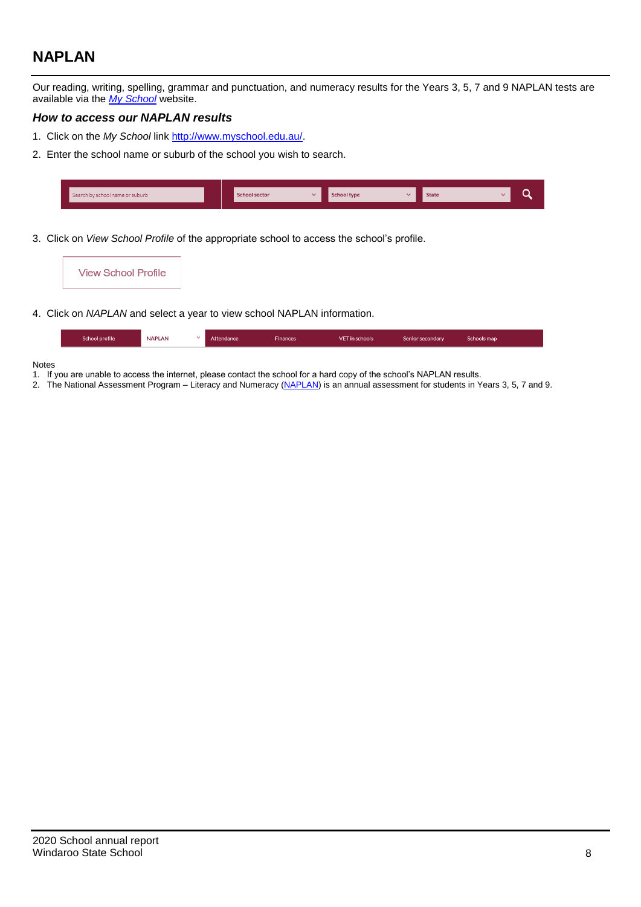## NAPLAN

Our reading, writing, spelling, grammar and punctuation, and numeracy results for the Years 3, 5, 7 and 9 NAPLAN tests are available via the [*My School*](http://www.myschool.edu.au/) website.

### *How to access our NAPLAN results*

1. Click on the *My School* link http://www.myschool.edu.au/.
2. Enter the school name or suburb of the school you wish to search.

Search by school name or suburb
School sector
School type
State

3. Click on *View School Profile* of the appropriate school to access the school's profile.

View School Profile

4. Click on *NAPLAN* and select a year to view school NAPLAN information.

School profile
NAPLAN
Attendance
Finances
VET in schools
Senior secondary
Schools map

Notes

1. If you are unable to access the internet, please contact the school for a hard copy of the school's NAPLAN results.
2. The National Assessment Program – Literacy and Numeracy (NAPLAN) is an annual assessment for students in Years 3, 5, 7 and 9.